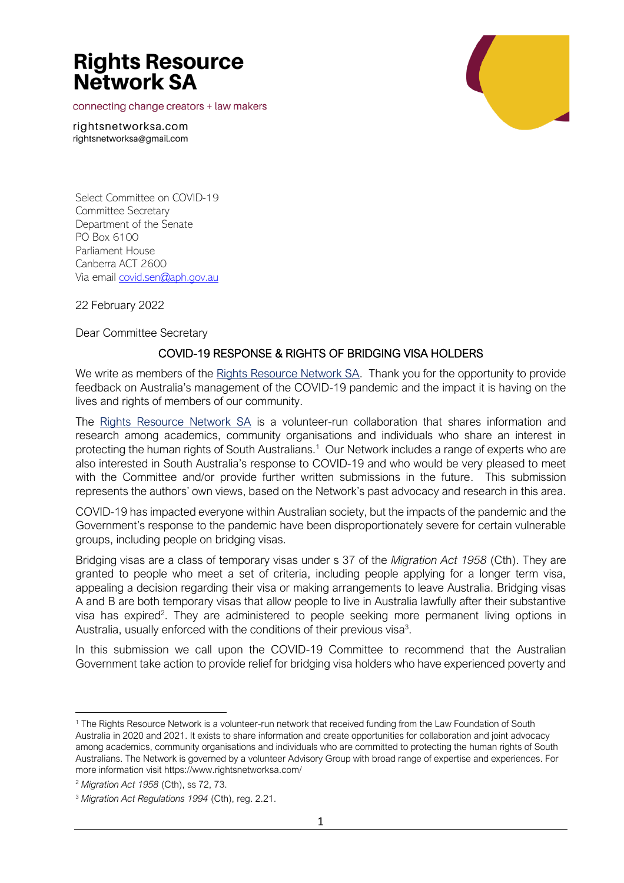# Rights Resource Network SA

connecting change creators + law makers

rightsnetworksa.com
rightsnetworksa@gmail.com

Select Committee on COVID-19
Committee Secretary
Department of the Senate
PO Box 6100
Parliament House
Canberra ACT 2600
Via email covid.sen@aph.gov.au

22 February 2022

Dear Committee Secretary

## COVID-19 RESPONSE & RIGHTS OF BRIDGING VISA HOLDERS

We write as members of the Rights Resource Network SA. Thank you for the opportunity to provide feedback on Australia's management of the COVID-19 pandemic and the impact it is having on the lives and rights of members of our community.

The Rights Resource Network SA is a volunteer-run collaboration that shares information and research among academics, community organisations and individuals who share an interest in protecting the human rights of South Australians.[1] Our Network includes a range of experts who are also interested in South Australia's response to COVID-19 and who would be very pleased to meet with the Committee and/or provide further written submissions in the future. This submission represents the authors' own views, based on the Network's past advocacy and research in this area.

COVID-19 has impacted everyone within Australian society, but the impacts of the pandemic and the Government's response to the pandemic have been disproportionately severe for certain vulnerable groups, including people on bridging visas.

Bridging visas are a class of temporary visas under s 37 of the *Migration Act 1958* (Cth). They are granted to people who meet a set of criteria, including people applying for a longer term visa, appealing a decision regarding their visa or making arrangements to leave Australia. Bridging visas A and B are both temporary visas that allow people to live in Australia lawfully after their substantive visa has expired[2]. They are administered to people seeking more permanent living options in Australia, usually enforced with the conditions of their previous visa[3].

In this submission we call upon the COVID-19 Committee to recommend that the Australian Government take action to provide relief for bridging visa holders who have experienced poverty and

---

[1] The Rights Resource Network is a volunteer-run network that received funding from the Law Foundation of South Australia in 2020 and 2021. It exists to share information and create opportunities for collaboration and joint advocacy among academics, community organisations and individuals who are committed to protecting the human rights of South Australians. The Network is governed by a volunteer Advisory Group with broad range of expertise and experiences. For more information visit https://www.rightsnetworksa.com/

[2] *Migration Act 1958* (Cth), ss 72, 73.

[3] *Migration Act Regulations 1994* (Cth), reg. 2.21.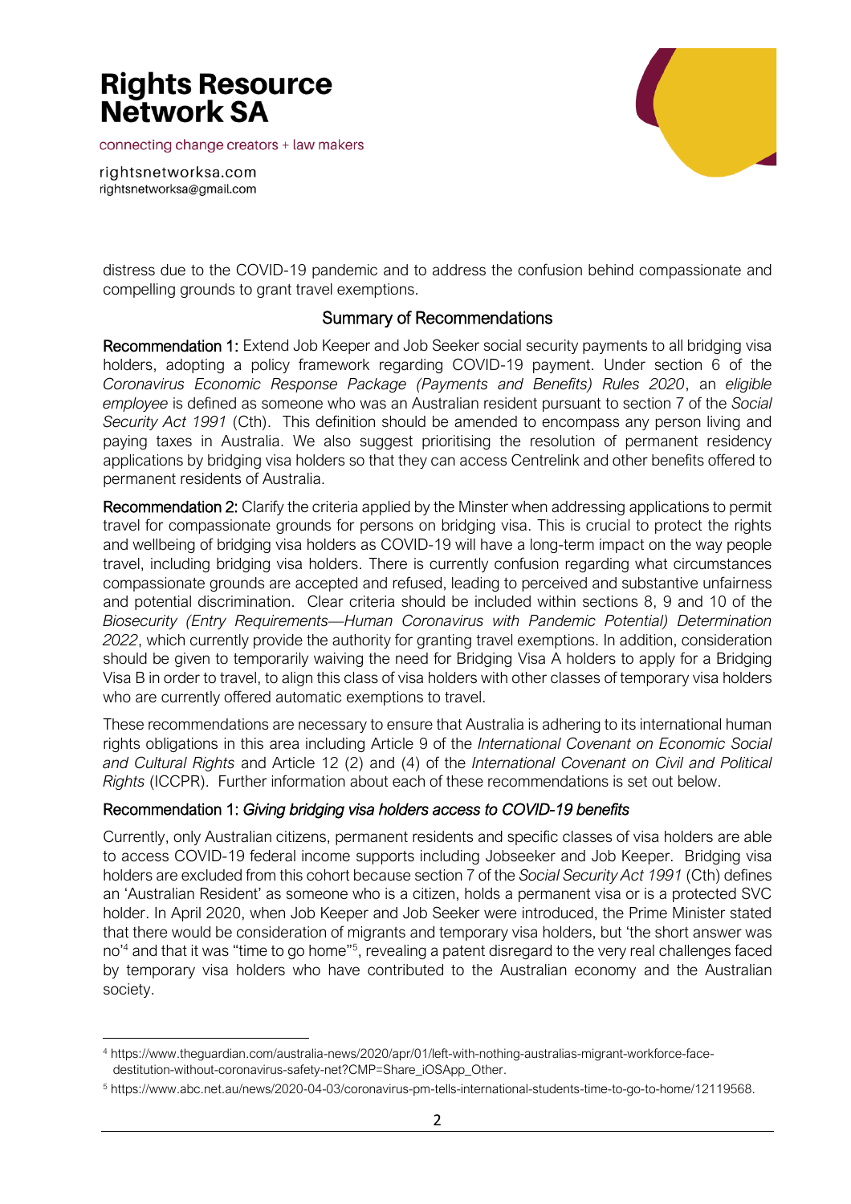distress due to the COVID-19 pandemic and to address the confusion behind compassionate and compelling grounds to grant travel exemptions.

## Summary of Recommendations

**Recommendation 1:** Extend Job Keeper and Job Seeker social security payments to all bridging visa holders, adopting a policy framework regarding COVID-19 payment. Under section 6 of the *Coronavirus Economic Response Package (Payments and Benefits) Rules 2020*, an *eligible employee* is defined as someone who was an Australian resident pursuant to section 7 of the *Social Security Act 1991* (Cth). This definition should be amended to encompass any person living and paying taxes in Australia. We also suggest prioritising the resolution of permanent residency applications by bridging visa holders so that they can access Centrelink and other benefits offered to permanent residents of Australia.

**Recommendation 2:** Clarify the criteria applied by the Minster when addressing applications to permit travel for compassionate grounds for persons on bridging visa. This is crucial to protect the rights and wellbeing of bridging visa holders as COVID-19 will have a long-term impact on the way people travel, including bridging visa holders. There is currently confusion regarding what circumstances compassionate grounds are accepted and refused, leading to perceived and substantive unfairness and potential discrimination. Clear criteria should be included within sections 8, 9 and 10 of the *Biosecurity (Entry Requirements—Human Coronavirus with Pandemic Potential) Determination 2022*, which currently provide the authority for granting travel exemptions. In addition, consideration should be given to temporarily waiving the need for Bridging Visa A holders to apply for a Bridging Visa B in order to travel, to align this class of visa holders with other classes of temporary visa holders who are currently offered automatic exemptions to travel.

These recommendations are necessary to ensure that Australia is adhering to its international human rights obligations in this area including Article 9 of the *International Covenant on Economic Social and Cultural Rights* and Article 12 (2) and (4) of the *International Covenant on Civil and Political Rights* (ICCPR). Further information about each of these recommendations is set out below.

### Recommendation 1: *Giving bridging visa holders access to COVID-19 benefits*

Currently, only Australian citizens, permanent residents and specific classes of visa holders are able to access COVID-19 federal income supports including Jobseeker and Job Keeper. Bridging visa holders are excluded from this cohort because section 7 of the *Social Security Act 1991* (Cth) defines an 'Australian Resident' as someone who is a citizen, holds a permanent visa or is a protected SVC holder. In April 2020, when Job Keeper and Job Seeker were introduced, the Prime Minister stated that there would be consideration of migrants and temporary visa holders, but 'the short answer was no'[4] and that it was "time to go home"[5], revealing a patent disregard to the very real challenges faced by temporary visa holders who have contributed to the Australian economy and the Australian society.

---

[4] https://www.theguardian.com/australia-news/2020/apr/01/left-with-nothing-australias-migrant-workforce-face-destitution-without-coronavirus-safety-net?CMP=Share_iOSApp_Other.

[5] https://www.abc.net.au/news/2020-04-03/coronavirus-pm-tells-international-students-time-to-go-to-home/12119568.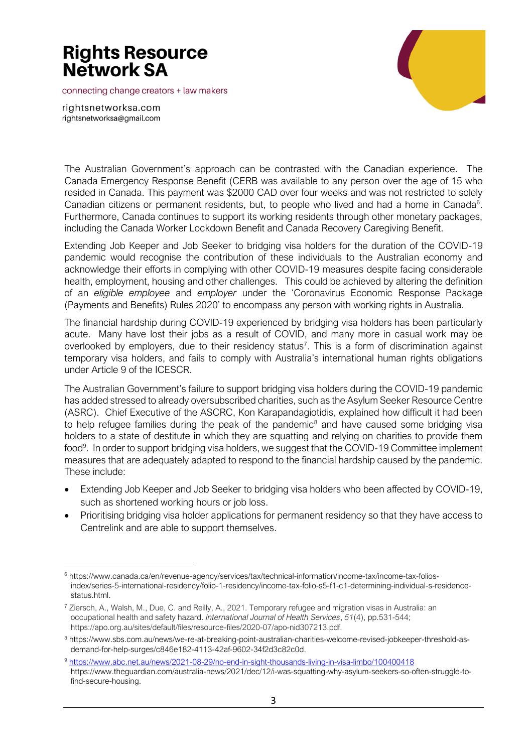The Australian Government's approach can be contrasted with the Canadian experience. The Canada Emergency Response Benefit (CERB was available to any person over the age of 15 who resided in Canada. This payment was $2000 CAD over four weeks and was not restricted to solely Canadian citizens or permanent residents, but, to people who lived and had a home in Canada[6]. Furthermore, Canada continues to support its working residents through other monetary packages, including the Canada Worker Lockdown Benefit and Canada Recovery Caregiving Benefit.

Extending Job Keeper and Job Seeker to bridging visa holders for the duration of the COVID-19 pandemic would recognise the contribution of these individuals to the Australian economy and acknowledge their efforts in complying with other COVID-19 measures despite facing considerable health, employment, housing and other challenges. This could be achieved by altering the definition of an *eligible employee* and *employer* under the 'Coronavirus Economic Response Package (Payments and Benefits) Rules 2020' to encompass any person with working rights in Australia.

The financial hardship during COVID-19 experienced by bridging visa holders has been particularly acute. Many have lost their jobs as a result of COVID, and many more in casual work may be overlooked by employers, due to their residency status[7]. This is a form of discrimination against temporary visa holders, and fails to comply with Australia's international human rights obligations under Article 9 of the ICESCR.

The Australian Government's failure to support bridging visa holders during the COVID-19 pandemic has added stressed to already oversubscribed charities, such as the Asylum Seeker Resource Centre (ASRC). Chief Executive of the ASCRC, Kon Karapandagiotidis, explained how difficult it had been to help refugee families during the peak of the pandemic[8] and have caused some bridging visa holders to a state of destitute in which they are squatting and relying on charities to provide them food[9]. In order to support bridging visa holders, we suggest that the COVID-19 Committee implement measures that are adequately adapted to respond to the financial hardship caused by the pandemic. These include:

- Extending Job Keeper and Job Seeker to bridging visa holders who been affected by COVID-19, such as shortened working hours or job loss.
- Prioritising bridging visa holder applications for permanent residency so that they have access to Centrelink and are able to support themselves.

---

[6] https://www.canada.ca/en/revenue-agency/services/tax/technical-information/income-tax/income-tax-folios-index/series-5-international-residency/folio-1-residency/income-tax-folio-s5-f1-c1-determining-individual-s-residence-status.html.

[7] Ziersch, A., Walsh, M., Due, C. and Reilly, A., 2021. Temporary refugee and migration visas in Australia: an occupational health and safety hazard. *International Journal of Health Services*, *51*(4), pp.531-544; https://apo.org.au/sites/default/files/resource-files/2020-07/apo-nid307213.pdf.

[8] https://www.sbs.com.au/news/we-re-at-breaking-point-australian-charities-welcome-revised-jobkeeper-threshold-as-demand-for-help-surges/c846e182-4113-42af-9602-34f2d3c82c0d.

[9] https://www.abc.net.au/news/2021-08-29/no-end-in-sight-thousands-living-in-visa-limbo/100400418 https://www.theguardian.com/australia-news/2021/dec/12/i-was-squatting-why-asylum-seekers-so-often-struggle-to-find-secure-housing.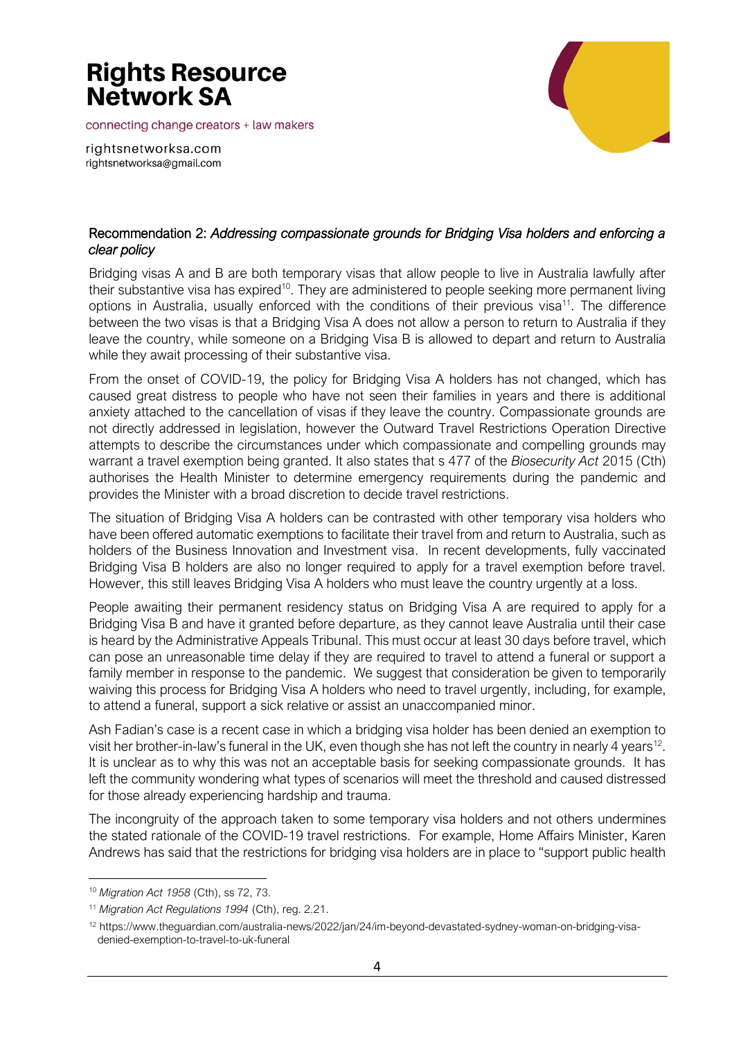Recommendation 2: *Addressing compassionate grounds for Bridging Visa holders and enforcing a clear policy*

Bridging visas A and B are both temporary visas that allow people to live in Australia lawfully after their substantive visa has expired[10]. They are administered to people seeking more permanent living options in Australia, usually enforced with the conditions of their previous visa[11]. The difference between the two visas is that a Bridging Visa A does not allow a person to return to Australia if they leave the country, while someone on a Bridging Visa B is allowed to depart and return to Australia while they await processing of their substantive visa.

From the onset of COVID-19, the policy for Bridging Visa A holders has not changed, which has caused great distress to people who have not seen their families in years and there is additional anxiety attached to the cancellation of visas if they leave the country. Compassionate grounds are not directly addressed in legislation, however the Outward Travel Restrictions Operation Directive attempts to describe the circumstances under which compassionate and compelling grounds may warrant a travel exemption being granted. It also states that s 477 of the *Biosecurity Act* 2015 (Cth) authorises the Health Minister to determine emergency requirements during the pandemic and provides the Minister with a broad discretion to decide travel restrictions.

The situation of Bridging Visa A holders can be contrasted with other temporary visa holders who have been offered automatic exemptions to facilitate their travel from and return to Australia, such as holders of the Business Innovation and Investment visa. In recent developments, fully vaccinated Bridging Visa B holders are also no longer required to apply for a travel exemption before travel. However, this still leaves Bridging Visa A holders who must leave the country urgently at a loss.

People awaiting their permanent residency status on Bridging Visa A are required to apply for a Bridging Visa B and have it granted before departure, as they cannot leave Australia until their case is heard by the Administrative Appeals Tribunal. This must occur at least 30 days before travel, which can pose an unreasonable time delay if they are required to travel to attend a funeral or support a family member in response to the pandemic. We suggest that consideration be given to temporarily waiving this process for Bridging Visa A holders who need to travel urgently, including, for example, to attend a funeral, support a sick relative or assist an unaccompanied minor.

Ash Fadian's case is a recent case in which a bridging visa holder has been denied an exemption to visit her brother-in-law's funeral in the UK, even though she has not left the country in nearly 4 years[12]. It is unclear as to why this was not an acceptable basis for seeking compassionate grounds. It has left the community wondering what types of scenarios will meet the threshold and caused distressed for those already experiencing hardship and trauma.

The incongruity of the approach taken to some temporary visa holders and not others undermines the stated rationale of the COVID-19 travel restrictions. For example, Home Affairs Minister, Karen Andrews has said that the restrictions for bridging visa holders are in place to "support public health

---

[10] *Migration Act 1958* (Cth), ss 72, 73.

[11] *Migration Act Regulations 1994* (Cth), reg. 2.21.

[12] https://www.theguardian.com/australia-news/2022/jan/24/im-beyond-devastated-sydney-woman-on-bridging-visa-denied-exemption-to-travel-to-uk-funeral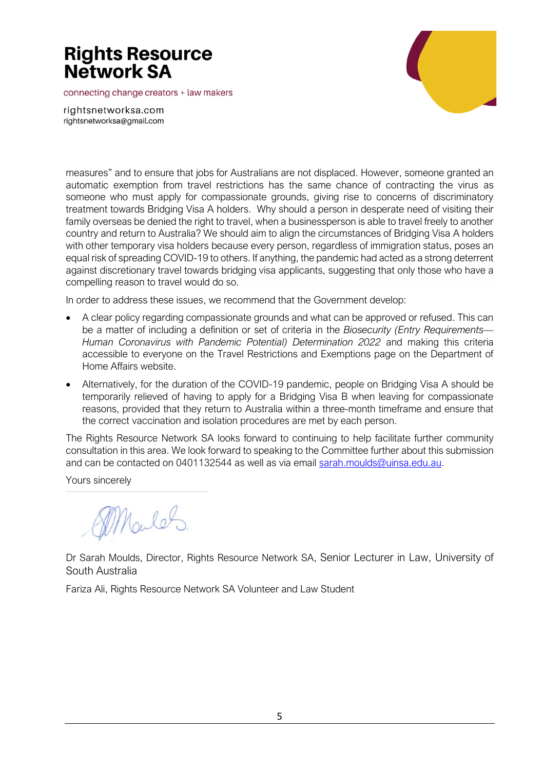measures" and to ensure that jobs for Australians are not displaced. However, someone granted an automatic exemption from travel restrictions has the same chance of contracting the virus as someone who must apply for compassionate grounds, giving rise to concerns of discriminatory treatment towards Bridging Visa A holders. Why should a person in desperate need of visiting their family overseas be denied the right to travel, when a businessperson is able to travel freely to another country and return to Australia? We should aim to align the circumstances of Bridging Visa A holders with other temporary visa holders because every person, regardless of immigration status, poses an equal risk of spreading COVID-19 to others. If anything, the pandemic had acted as a strong deterrent against discretionary travel towards bridging visa applicants, suggesting that only those who have a compelling reason to travel would do so.

In order to address these issues, we recommend that the Government develop:

- A clear policy regarding compassionate grounds and what can be approved or refused. This can be a matter of including a definition or set of criteria in the *Biosecurity (Entry Requirements—Human Coronavirus with Pandemic Potential) Determination 2022* and making this criteria accessible to everyone on the Travel Restrictions and Exemptions page on the Department of Home Affairs website.
- Alternatively, for the duration of the COVID-19 pandemic, people on Bridging Visa A should be temporarily relieved of having to apply for a Bridging Visa B when leaving for compassionate reasons, provided that they return to Australia within a three-month timeframe and ensure that the correct vaccination and isolation procedures are met by each person.

The Rights Resource Network SA looks forward to continuing to help facilitate further community consultation in this area. We look forward to speaking to the Committee further about this submission and can be contacted on 0401132544 as well as via email sarah.moulds@uinsa.edu.au.

Yours sincerely

Dr Sarah Moulds, Director, Rights Resource Network SA, Senior Lecturer in Law, University of South Australia

Fariza Ali, Rights Resource Network SA Volunteer and Law Student